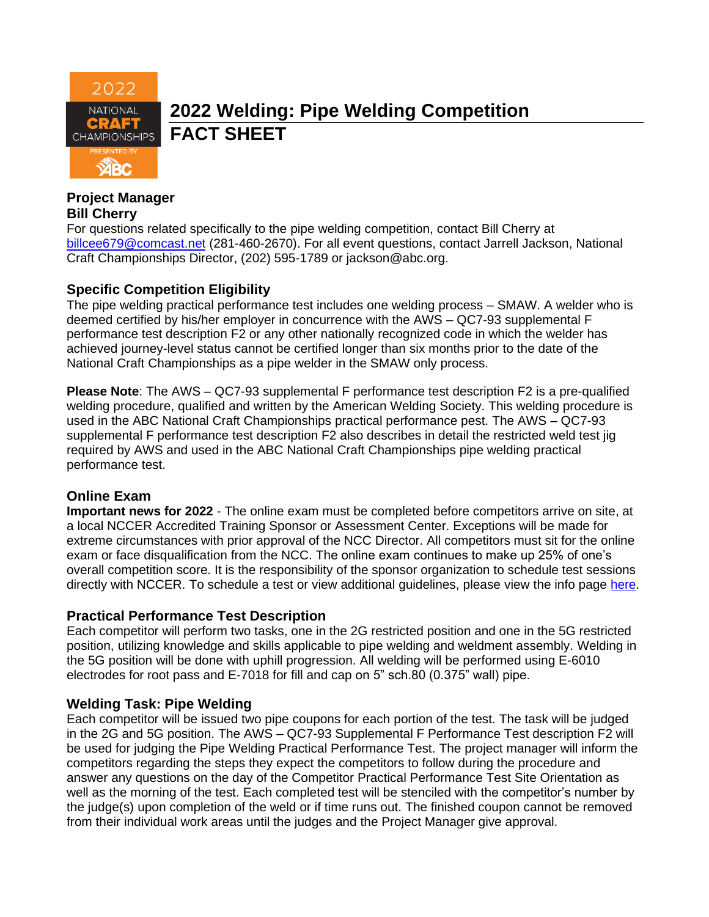# 2022 Welding: Pipe Welding Competition
# FACT SHEET

**Project Manager**
**Bill Cherry**
For questions related specifically to the pipe welding competition, contact Bill Cherry at billcee679@comcast.net (281-460-2670). For all event questions, contact Jarrell Jackson, National Craft Championships Director, (202) 595-1789 or jackson@abc.org.

## Specific Competition Eligibility

The pipe welding practical performance test includes one welding process – SMAW. A welder who is deemed certified by his/her employer in concurrence with the AWS – QC7-93 supplemental F performance test description F2 or any other nationally recognized code in which the welder has achieved journey-level status cannot be certified longer than six months prior to the date of the National Craft Championships as a pipe welder in the SMAW only process.

**Please Note**: The AWS – QC7-93 supplemental F performance test description F2 is a pre-qualified welding procedure, qualified and written by the American Welding Society. This welding procedure is used in the ABC National Craft Championships practical performance pest. The AWS – QC7-93 supplemental F performance test description F2 also describes in detail the restricted weld test jig required by AWS and used in the ABC National Craft Championships pipe welding practical performance test.

## Online Exam

**Important news for 2022** - The online exam must be completed before competitors arrive on site, at a local NCCER Accredited Training Sponsor or Assessment Center. Exceptions will be made for extreme circumstances with prior approval of the NCC Director. All competitors must sit for the online exam or face disqualification from the NCC. The online exam continues to make up 25% of one's overall competition score. It is the responsibility of the sponsor organization to schedule test sessions directly with NCCER. To schedule a test or view additional guidelines, please view the info page here.

## Practical Performance Test Description

Each competitor will perform two tasks, one in the 2G restricted position and one in the 5G restricted position, utilizing knowledge and skills applicable to pipe welding and weldment assembly. Welding in the 5G position will be done with uphill progression. All welding will be performed using E-6010 electrodes for root pass and E-7018 for fill and cap on 5" sch.80 (0.375" wall) pipe.

## Welding Task: Pipe Welding

Each competitor will be issued two pipe coupons for each portion of the test. The task will be judged in the 2G and 5G position. The AWS – QC7-93 Supplemental F Performance Test description F2 will be used for judging the Pipe Welding Practical Performance Test. The project manager will inform the competitors regarding the steps they expect the competitors to follow during the procedure and answer any questions on the day of the Competitor Practical Performance Test Site Orientation as well as the morning of the test. Each completed test will be stenciled with the competitor's number by the judge(s) upon completion of the weld or if time runs out. The finished coupon cannot be removed from their individual work areas until the judges and the Project Manager give approval.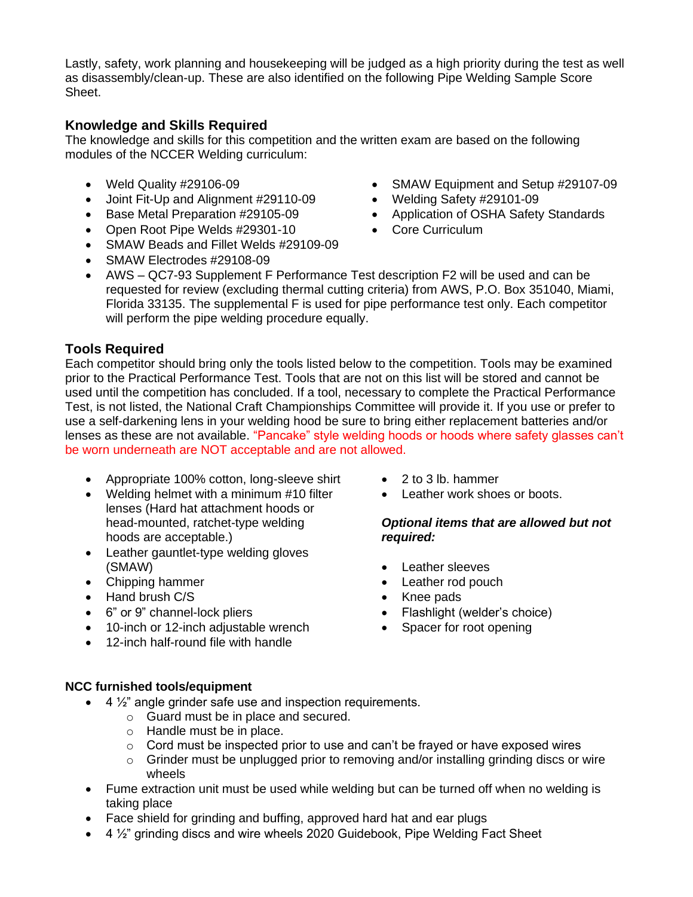Lastly, safety, work planning and housekeeping will be judged as a high priority during the test as well as disassembly/clean-up. These are also identified on the following Pipe Welding Sample Score Sheet.

## Knowledge and Skills Required

The knowledge and skills for this competition and the written exam are based on the following modules of the NCCER Welding curriculum:

- Weld Quality #29106-09
- Joint Fit-Up and Alignment #29110-09
- Base Metal Preparation #29105-09
- Open Root Pipe Welds #29301-10
- SMAW Beads and Fillet Welds #29109-09
- SMAW Electrodes #29108-09
- SMAW Equipment and Setup #29107-09
- Welding Safety #29101-09
- Application of OSHA Safety Standards
- Core Curriculum
- AWS – QC7-93 Supplement F Performance Test description F2 will be used and can be requested for review (excluding thermal cutting criteria) from AWS, P.O. Box 351040, Miami, Florida 33135. The supplemental F is used for pipe performance test only. Each competitor will perform the pipe welding procedure equally.

## Tools Required

Each competitor should bring only the tools listed below to the competition. Tools may be examined prior to the Practical Performance Test. Tools that are not on this list will be stored and cannot be used until the competition has concluded. If a tool, necessary to complete the Practical Performance Test, is not listed, the National Craft Championships Committee will provide it. If you use or prefer to use a self-darkening lens in your welding hood be sure to bring either replacement batteries and/or lenses as these are not available. "Pancake" style welding hoods or hoods where safety glasses can't be worn underneath are NOT acceptable and are not allowed.

- Appropriate 100% cotton, long-sleeve shirt
- Welding helmet with a minimum #10 filter lenses (Hard hat attachment hoods or head-mounted, ratchet-type welding hoods are acceptable.)
- Leather gauntlet-type welding gloves (SMAW)
- Chipping hammer
- Hand brush C/S
- 6" or 9" channel-lock pliers
- 10-inch or 12-inch adjustable wrench
- 12-inch half-round file with handle
- 2 to 3 lb. hammer
- Leather work shoes or boots.

***Optional items that are allowed but not required:***

- Leather sleeves
- Leather rod pouch
- Knee pads
- Flashlight (welder's choice)
- Spacer for root opening

**NCC furnished tools/equipment**

- 4 ½" angle grinder safe use and inspection requirements.
  - Guard must be in place and secured.
  - Handle must be in place.
  - Cord must be inspected prior to use and can't be frayed or have exposed wires
  - Grinder must be unplugged prior to removing and/or installing grinding discs or wire wheels
- Fume extraction unit must be used while welding but can be turned off when no welding is taking place
- Face shield for grinding and buffing, approved hard hat and ear plugs
- 4 ½" grinding discs and wire wheels 2020 Guidebook, Pipe Welding Fact Sheet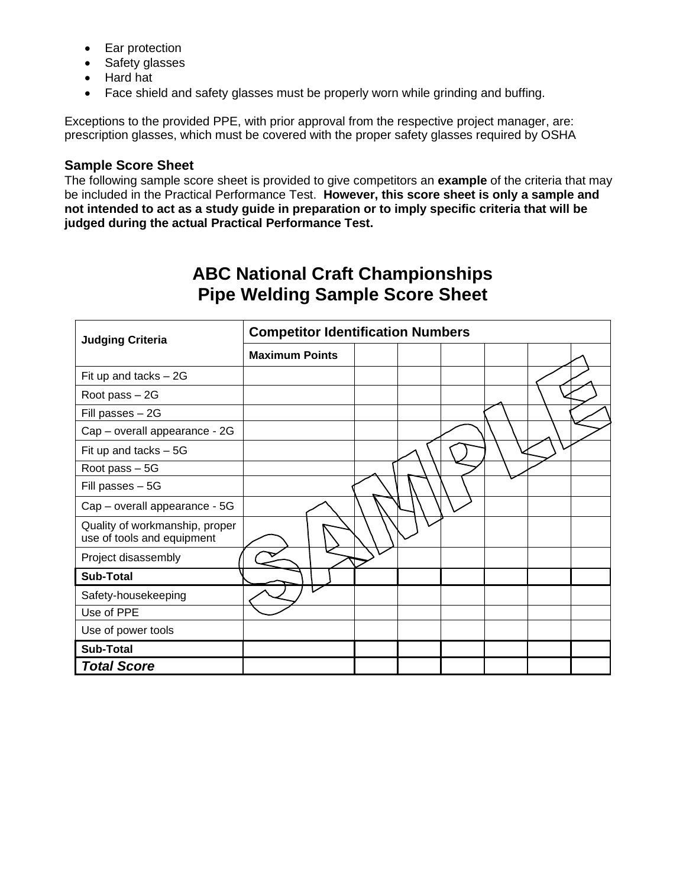- Ear protection
- Safety glasses
- Hard hat
- Face shield and safety glasses must be properly worn while grinding and buffing.

Exceptions to the provided PPE, with prior approval from the respective project manager, are: prescription glasses, which must be covered with the proper safety glasses required by OSHA

### Sample Score Sheet

The following sample score sheet is provided to give competitors an **example** of the criteria that may be included in the Practical Performance Test. **However, this score sheet is only a sample and not intended to act as a study guide in preparation or to imply specific criteria that will be judged during the actual Practical Performance Test.**

## ABC National Craft Championships
## Pipe Welding Sample Score Sheet

| Judging Criteria | Competitor Identification Numbers | | | | | | |
|---|---|---|---|---|---|---|---|
| | **Maximum Points** | | | | | | |
| Fit up and tacks – 2G | | | | | | | |
| Root pass – 2G | | | | | | | |
| Fill passes – 2G | | | | | | | |
| Cap – overall appearance - 2G | | | | | | | |
| Fit up and tacks – 5G | | | | | | | |
| Root pass – 5G | | | | | | | |
| Fill passes – 5G | | | | | | | |
| Cap – overall appearance - 5G | | | | | | | |
| Quality of workmanship, proper use of tools and equipment | | | | | | | |
| Project disassembly | | | | | | | |
| **Sub-Total** | | | | | | | |
| Safety-housekeeping | | | | | | | |
| Use of PPE | | | | | | | |
| Use of power tools | | | | | | | |
| **Sub-Total** | | | | | | | |
| ***Total Score*** | | | | | | | |

SAMPLE